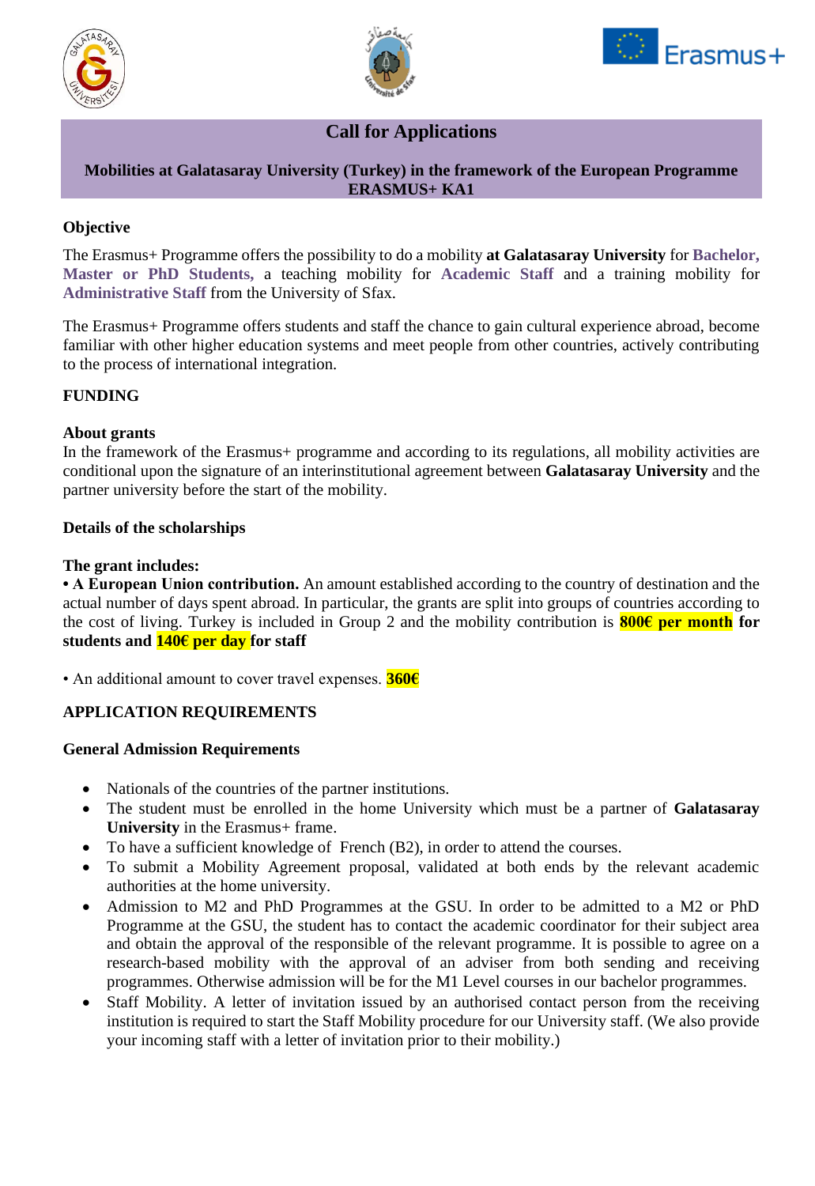# Call for Applications

**Mobilities at Galatasaray University (Turkey) in the framework of the European Programme ERASMUS+ KA1**

## Objective

The Erasmus+ Programme offers the possibility to do a mobility **at Galatasaray University** for **Bachelor, Master or PhD Students,** a teaching mobility for **Academic Staff** and a training mobility for **Administrative Staff** from the University of Sfax.

The Erasmus+ Programme offers students and staff the chance to gain cultural experience abroad, become familiar with other higher education systems and meet people from other countries, actively contributing to the process of international integration.

## FUNDING

### About grants

In the framework of the Erasmus+ programme and according to its regulations, all mobility activities are conditional upon the signature of an interinstitutional agreement between **Galatasaray University** and the partner university before the start of the mobility.

### Details of the scholarships

**The grant includes:**

**• A European Union contribution.** An amount established according to the country of destination and the actual number of days spent abroad. In particular, the grants are split into groups of countries according to the cost of living. Turkey is included in Group 2 and the mobility contribution is **800€ per month for students and 140€ per day for staff**

• An additional amount to cover travel expenses. **360€**

## APPLICATION REQUIREMENTS

### General Admission Requirements

- Nationals of the countries of the partner institutions.
- The student must be enrolled in the home University which must be a partner of **Galatasaray University** in the Erasmus+ frame.
- To have a sufficient knowledge of French (B2), in order to attend the courses.
- To submit a Mobility Agreement proposal, validated at both ends by the relevant academic authorities at the home university.
- Admission to M2 and PhD Programmes at the GSU. In order to be admitted to a M2 or PhD Programme at the GSU, the student has to contact the academic coordinator for their subject area and obtain the approval of the responsible of the relevant programme. It is possible to agree on a research-based mobility with the approval of an adviser from both sending and receiving programmes. Otherwise admission will be for the M1 Level courses in our bachelor programmes.
- Staff Mobility. A letter of invitation issued by an authorised contact person from the receiving institution is required to start the Staff Mobility procedure for our University staff. (We also provide your incoming staff with a letter of invitation prior to their mobility.)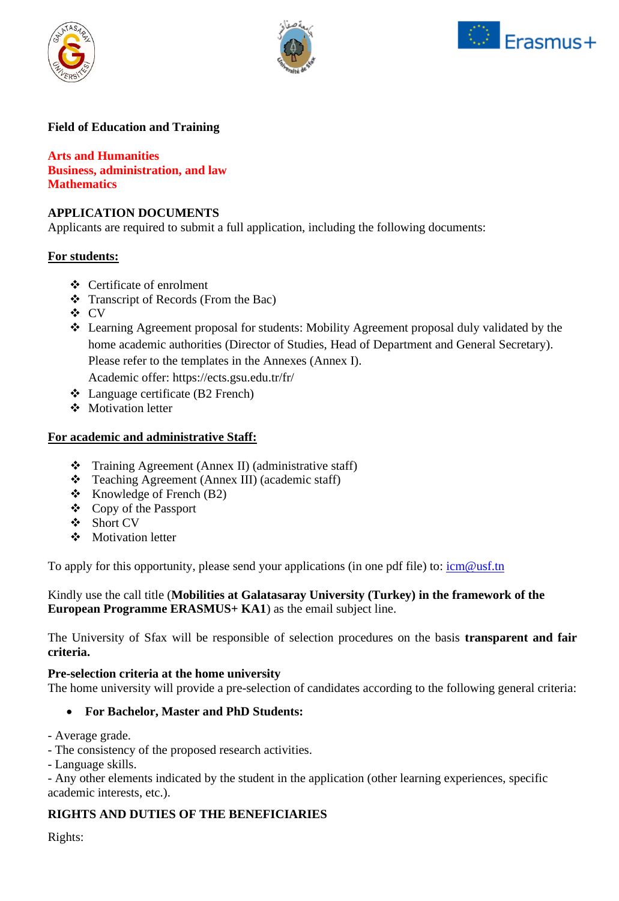**Field of Education and Training**

**Arts and Humanities**
**Business, administration, and law**
**Mathematics**

**APPLICATION DOCUMENTS**
Applicants are required to submit a full application, including the following documents:

**For students:**

- Certificate of enrolment
- Transcript of Records (From the Bac)
- CV
- Learning Agreement proposal for students: Mobility Agreement proposal duly validated by the home academic authorities (Director of Studies, Head of Department and General Secretary). Please refer to the templates in the Annexes (Annex I).
  Academic offer: https://ects.gsu.edu.tr/fr/
- Language certificate (B2 French)
- Motivation letter

**For academic and administrative Staff:**

- Training Agreement (Annex II) (administrative staff)
- Teaching Agreement (Annex III) (academic staff)
- Knowledge of French (B2)
- Copy of the Passport
- Short CV
- Motivation letter

To apply for this opportunity, please send your applications (in one pdf file) to: icm@usf.tn

Kindly use the call title (**Mobilities at Galatasaray University (Turkey) in the framework of the European Programme ERASMUS+ KA1**) as the email subject line.

The University of Sfax will be responsible of selection procedures on the basis **transparent and fair criteria.**

**Pre-selection criteria at the home university**
The home university will provide a pre-selection of candidates according to the following general criteria:

- **For Bachelor, Master and PhD Students:**

- Average grade.
- The consistency of the proposed research activities.
- Language skills.
- Any other elements indicated by the student in the application (other learning experiences, specific academic interests, etc.).

**RIGHTS AND DUTIES OF THE BENEFICIARIES**

Rights: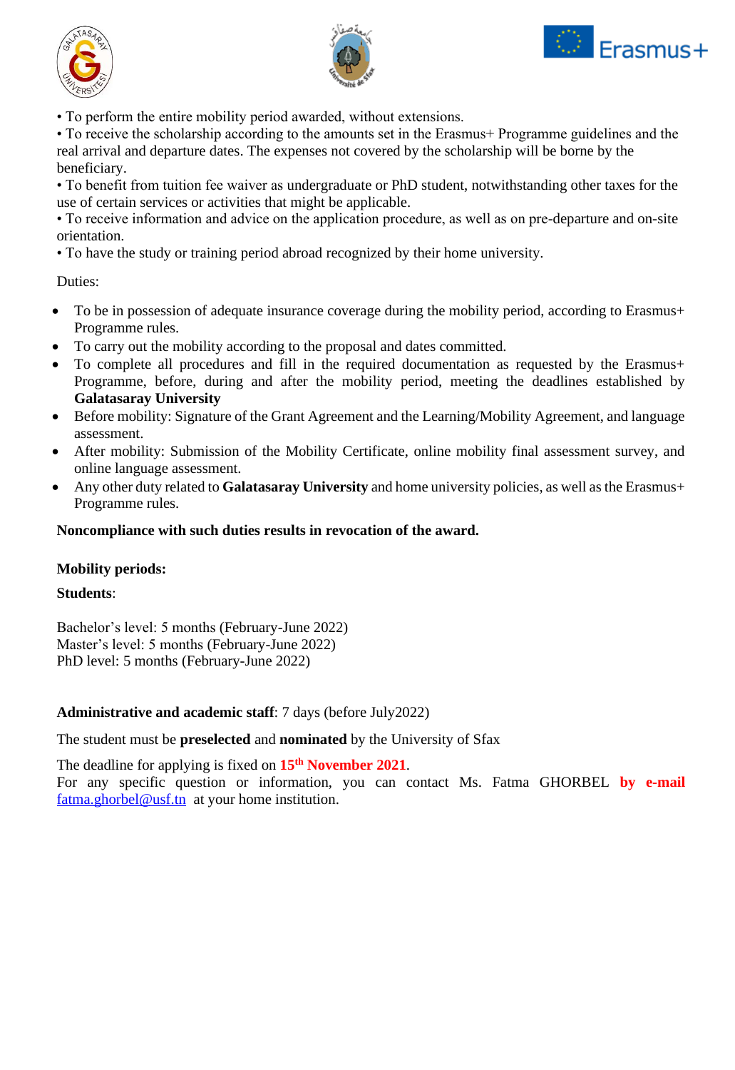• To perform the entire mobility period awarded, without extensions.
• To receive the scholarship according to the amounts set in the Erasmus+ Programme guidelines and the real arrival and departure dates. The expenses not covered by the scholarship will be borne by the beneficiary.
• To benefit from tuition fee waiver as undergraduate or PhD student, notwithstanding other taxes for the use of certain services or activities that might be applicable.
• To receive information and advice on the application procedure, as well as on pre-departure and on-site orientation.
• To have the study or training period abroad recognized by their home university.

Duties:

- To be in possession of adequate insurance coverage during the mobility period, according to Erasmus+ Programme rules.
- To carry out the mobility according to the proposal and dates committed.
- To complete all procedures and fill in the required documentation as requested by the Erasmus+ Programme, before, during and after the mobility period, meeting the deadlines established by **Galatasaray University**
- Before mobility: Signature of the Grant Agreement and the Learning/Mobility Agreement, and language assessment.
- After mobility: Submission of the Mobility Certificate, online mobility final assessment survey, and online language assessment.
- Any other duty related to **Galatasaray University** and home university policies, as well as the Erasmus+ Programme rules.

**Noncompliance with such duties results in revocation of the award.**

**Mobility periods:**

**Students**:

Bachelor's level: 5 months (February-June 2022)
Master's level: 5 months (February-June 2022)
PhD level: 5 months (February-June 2022)

**Administrative and academic staff**: 7 days (before July2022)

The student must be **preselected** and **nominated** by the University of Sfax

The deadline for applying is fixed on **15th November 2021**.
For any specific question or information, you can contact Ms. Fatma GHORBEL **by e-mail** fatma.ghorbel@usf.tn at your home institution.